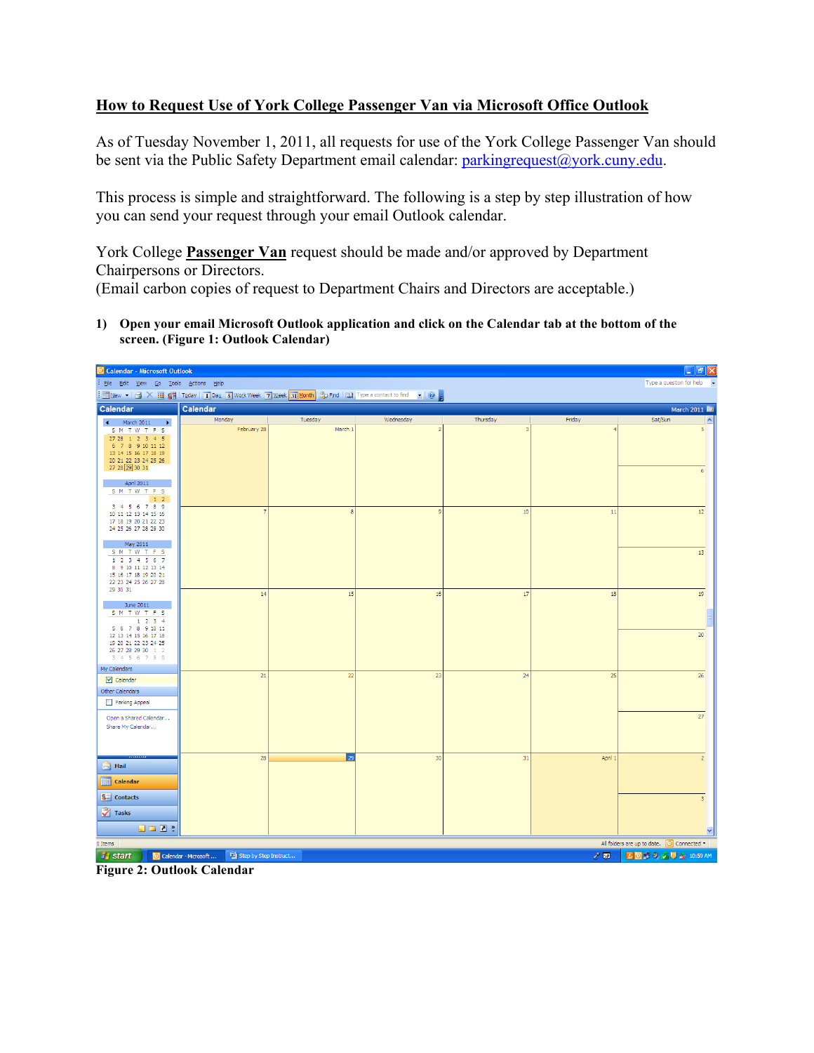# <u>How to Request Use of York College Passenger Van via Microsoft Office Outlook</u>

As of Tuesday November 1, 2011, all requests for use of the York College Passenger Van should be sent via the Public Safety Department email calendar: parkingrequest@york.cuny.edu.

This process is simple and straightforward. The following is a step by step illustration of how you can send your request through your email Outlook calendar.

York College **<u>Passenger Van</u>** request should be made and/or approved by Department Chairpersons or Directors.
(Email carbon copies of request to Department Chairs and Directors are acceptable.)

1) **Open your email Microsoft Outlook application and click on the Calendar tab at the bottom of the screen. (Figure 1: Outlook Calendar)**

**Figure 2: Outlook Calendar**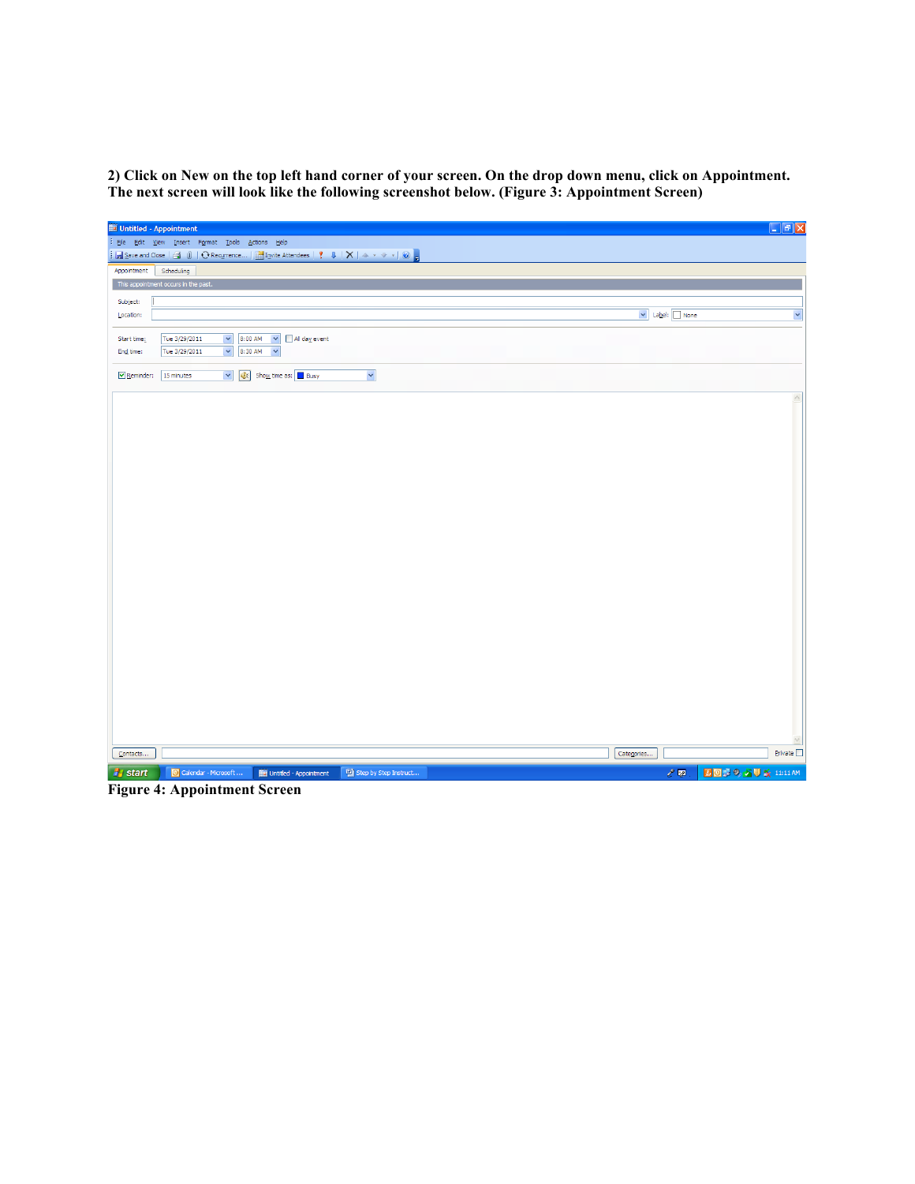**2) Click on New on the top left hand corner of your screen. On the drop down menu, click on Appointment. The next screen will look like the following screenshot below. (Figure 3: Appointment Screen)**

**Figure 4: Appointment Screen**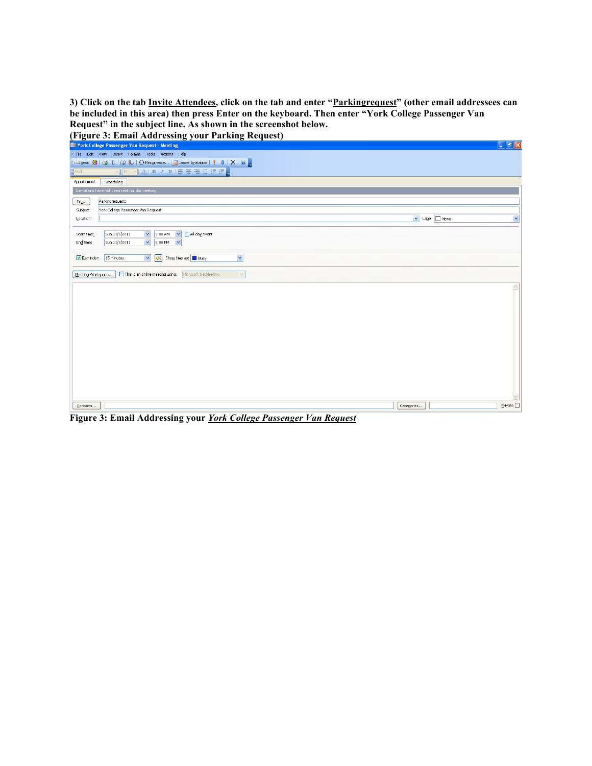**3) Click on the tab <u>Invite Attendees</u>, click on the tab and enter "<u>Parkingrequest</u>" (other email addressees can be included in this area) then press Enter on the keyboard. Then enter "York College Passenger Van Request" in the subject line. As shown in the screenshot below.**

**(Figure 3: Email Addressing your Parking Request)**

**Figure 3: Email Addressing your *<u>York College Passenger Van Request</u>***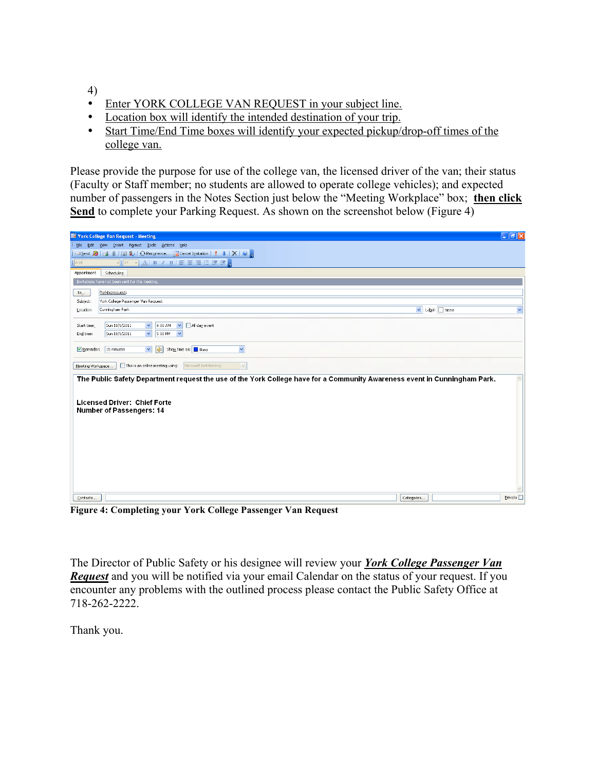4)

- Enter YORK COLLEGE VAN REQUEST in your subject line.
- Location box will identify the intended destination of your trip.
- Start Time/End Time boxes will identify your expected pickup/drop-off times of the college van.

Please provide the purpose for use of the college van, the licensed driver of the van; their status (Faculty or Staff member; no students are allowed to operate college vehicles); and expected number of passengers in the Notes Section just below the "Meeting Workplace" box; **then click Send** to complete your Parking Request. As shown on the screenshot below (Figure 4)

**Figure 4: Completing your York College Passenger Van Request**

The Director of Public Safety or his designee will review your ***York College Passenger Van Request*** and you will be notified via your email Calendar on the status of your request. If you encounter any problems with the outlined process please contact the Public Safety Office at 718-262-2222.

Thank you.